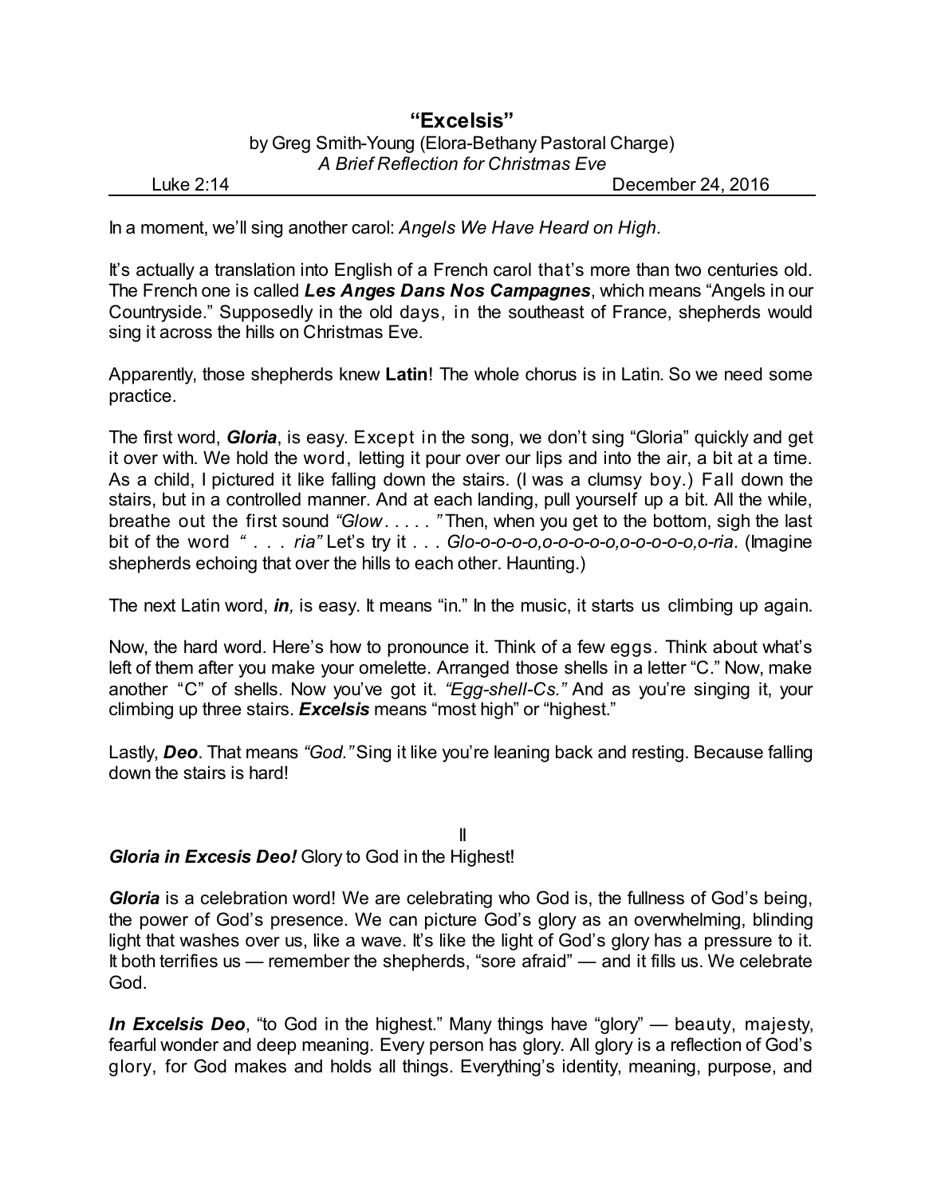# "Excelsis"

by Greg Smith-Young (Elora-Bethany Pastoral Charge)
*A Brief Reflection for Christmas Eve*

Luke 2:14 December 24, 2016

In a moment, we'll sing another carol: *Angels We Have Heard on High*.

It's actually a translation into English of a French carol that's more than two centuries old. The French one is called ***Les Anges Dans Nos Campagnes***, which means "Angels in our Countryside." Supposedly in the old days, in the southeast of France, shepherds would sing it across the hills on Christmas Eve.

Apparently, those shepherds knew **Latin**! The whole chorus is in Latin. So we need some practice.

The first word, ***Gloria***, is easy. Except in the song, we don't sing "Gloria" quickly and get it over with. We hold the word, letting it pour over our lips and into the air, a bit at a time. As a child, I pictured it like falling down the stairs. (I was a clumsy boy.) Fall down the stairs, but in a controlled manner. And at each landing, pull yourself up a bit. All the while, breathe out the first sound *"Glow. . . . . "* Then, when you get to the bottom, sigh the last bit of the word *" . . . ria"* Let's try it . . . *Glo-o-o-o-o,o-o-o-o-o,o-o-o-o-o,o-ria*. (Imagine shepherds echoing that over the hills to each other. Haunting.)

The next Latin word, ***in,*** is easy. It means "in." In the music, it starts us climbing up again.

Now, the hard word. Here's how to pronounce it. Think of a few eggs. Think about what's left of them after you make your omelette. Arranged those shells in a letter "C." Now, make another "C" of shells. Now you've got it. *"Egg-shell-Cs."* And as you're singing it, your climbing up three stairs. ***Excelsis*** means "most high" or "highest."

Lastly, ***Deo***. That means *"God."* Sing it like you're leaning back and resting. Because falling down the stairs is hard!

II

***Gloria in Excesis Deo!*** Glory to God in the Highest!

***Gloria*** is a celebration word! We are celebrating who God is, the fullness of God's being, the power of God's presence. We can picture God's glory as an overwhelming, blinding light that washes over us, like a wave. It's like the light of God's glory has a pressure to it. It both terrifies us — remember the shepherds, "sore afraid" — and it fills us. We celebrate God.

***In Excelsis Deo***, "to God in the highest." Many things have "glory" — beauty, majesty, fearful wonder and deep meaning. Every person has glory. All glory is a reflection of God's glory, for God makes and holds all things. Everything's identity, meaning, purpose, and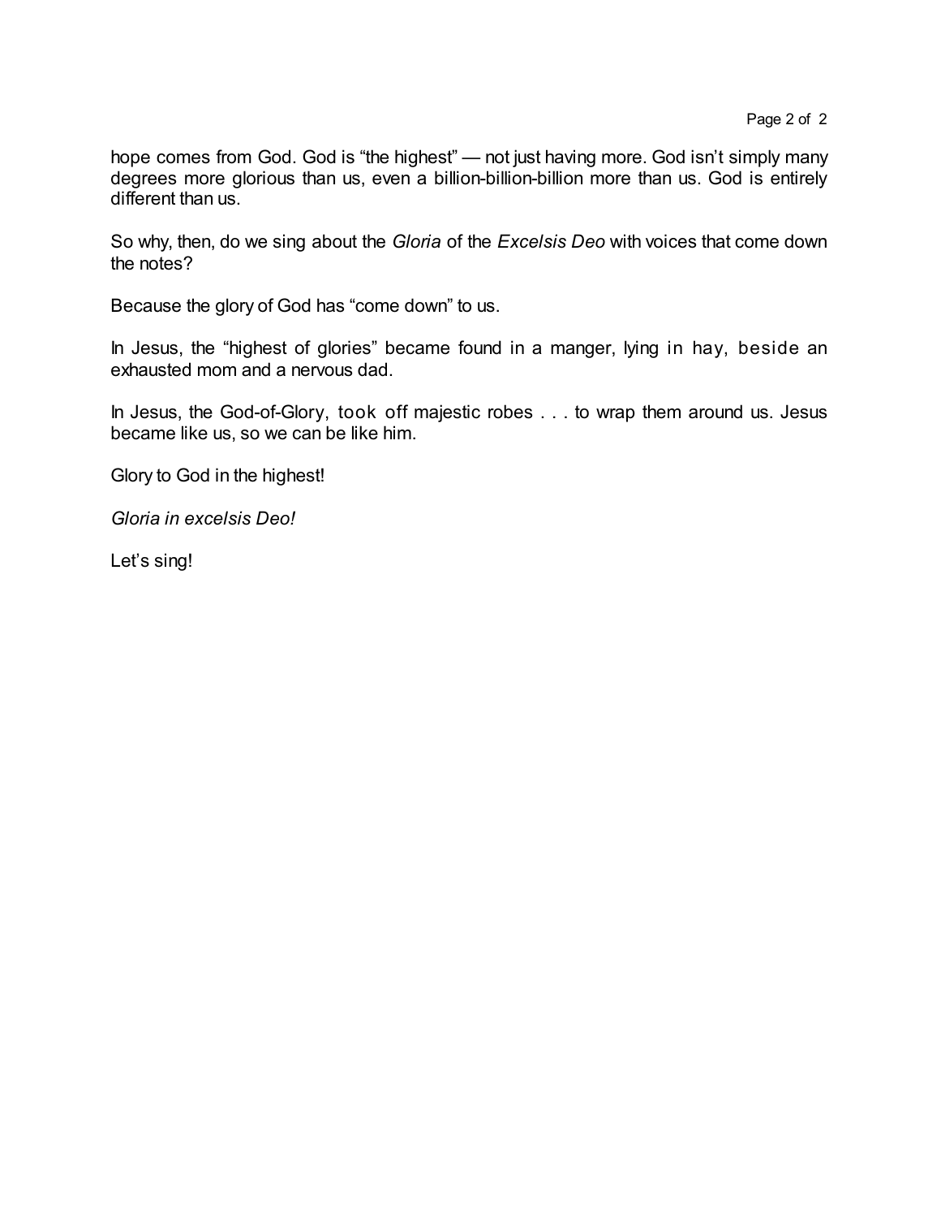hope comes from God. God is “the highest” — not just having more. God isn’t simply many degrees more glorious than us, even a billion-billion-billion more than us. God is entirely different than us.

So why, then, do we sing about the *Gloria* of the *Excelsis Deo* with voices that come down the notes?

Because the glory of God has “come down” to us.

In Jesus, the “highest of glories” became found in a manger, lying in hay, beside an exhausted mom and a nervous dad.

In Jesus, the God-of-Glory, took off majestic robes . . . to wrap them around us. Jesus became like us, so we can be like him.

Glory to God in the highest!

*Gloria in excelsis Deo!*

Let’s sing!